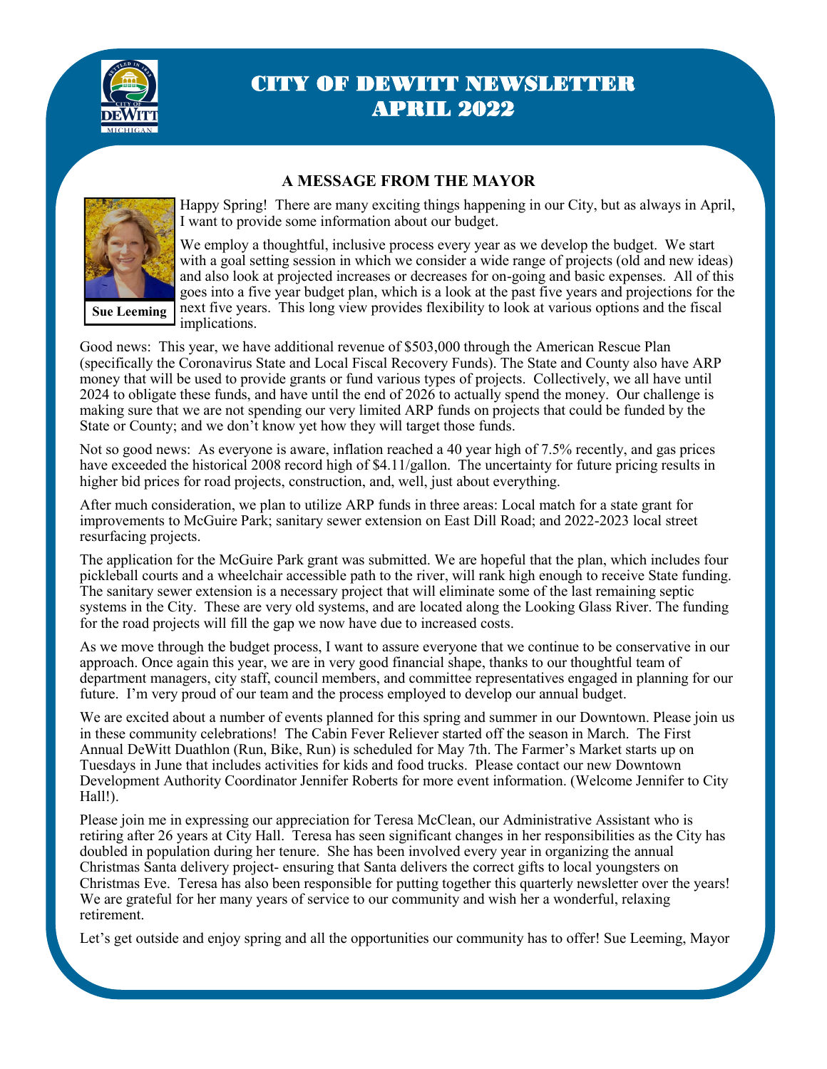# CITY OF DEWITT NEWSLETTER APRIL 2022

## A MESSAGE FROM THE MAYOR

Sue Leeming

Happy Spring! There are many exciting things happening in our City, but as always in April, I want to provide some information about our budget.

We employ a thoughtful, inclusive process every year as we develop the budget. We start with a goal setting session in which we consider a wide range of projects (old and new ideas) and also look at projected increases or decreases for on-going and basic expenses. All of this goes into a five year budget plan, which is a look at the past five years and projections for the next five years. This long view provides flexibility to look at various options and the fiscal implications.

Good news: This year, we have additional revenue of $503,000 through the American Rescue Plan (specifically the Coronavirus State and Local Fiscal Recovery Funds). The State and County also have ARP money that will be used to provide grants or fund various types of projects. Collectively, we all have until 2024 to obligate these funds, and have until the end of 2026 to actually spend the money. Our challenge is making sure that we are not spending our very limited ARP funds on projects that could be funded by the State or County; and we don't know yet how they will target those funds.

Not so good news: As everyone is aware, inflation reached a 40 year high of 7.5% recently, and gas prices have exceeded the historical 2008 record high of $4.11/gallon. The uncertainty for future pricing results in higher bid prices for road projects, construction, and, well, just about everything.

After much consideration, we plan to utilize ARP funds in three areas: Local match for a state grant for improvements to McGuire Park; sanitary sewer extension on East Dill Road; and 2022-2023 local street resurfacing projects.

The application for the McGuire Park grant was submitted. We are hopeful that the plan, which includes four pickleball courts and a wheelchair accessible path to the river, will rank high enough to receive State funding. The sanitary sewer extension is a necessary project that will eliminate some of the last remaining septic systems in the City. These are very old systems, and are located along the Looking Glass River. The funding for the road projects will fill the gap we now have due to increased costs.

As we move through the budget process, I want to assure everyone that we continue to be conservative in our approach. Once again this year, we are in very good financial shape, thanks to our thoughtful team of department managers, city staff, council members, and committee representatives engaged in planning for our future. I'm very proud of our team and the process employed to develop our annual budget.

We are excited about a number of events planned for this spring and summer in our Downtown. Please join us in these community celebrations! The Cabin Fever Reliever started off the season in March. The First Annual DeWitt Duathlon (Run, Bike, Run) is scheduled for May 7th. The Farmer's Market starts up on Tuesdays in June that includes activities for kids and food trucks. Please contact our new Downtown Development Authority Coordinator Jennifer Roberts for more event information. (Welcome Jennifer to City Hall!).

Please join me in expressing our appreciation for Teresa McClean, our Administrative Assistant who is retiring after 26 years at City Hall. Teresa has seen significant changes in her responsibilities as the City has doubled in population during her tenure. She has been involved every year in organizing the annual Christmas Santa delivery project- ensuring that Santa delivers the correct gifts to local youngsters on Christmas Eve. Teresa has also been responsible for putting together this quarterly newsletter over the years! We are grateful for her many years of service to our community and wish her a wonderful, relaxing retirement.

Let's get outside and enjoy spring and all the opportunities our community has to offer! Sue Leeming, Mayor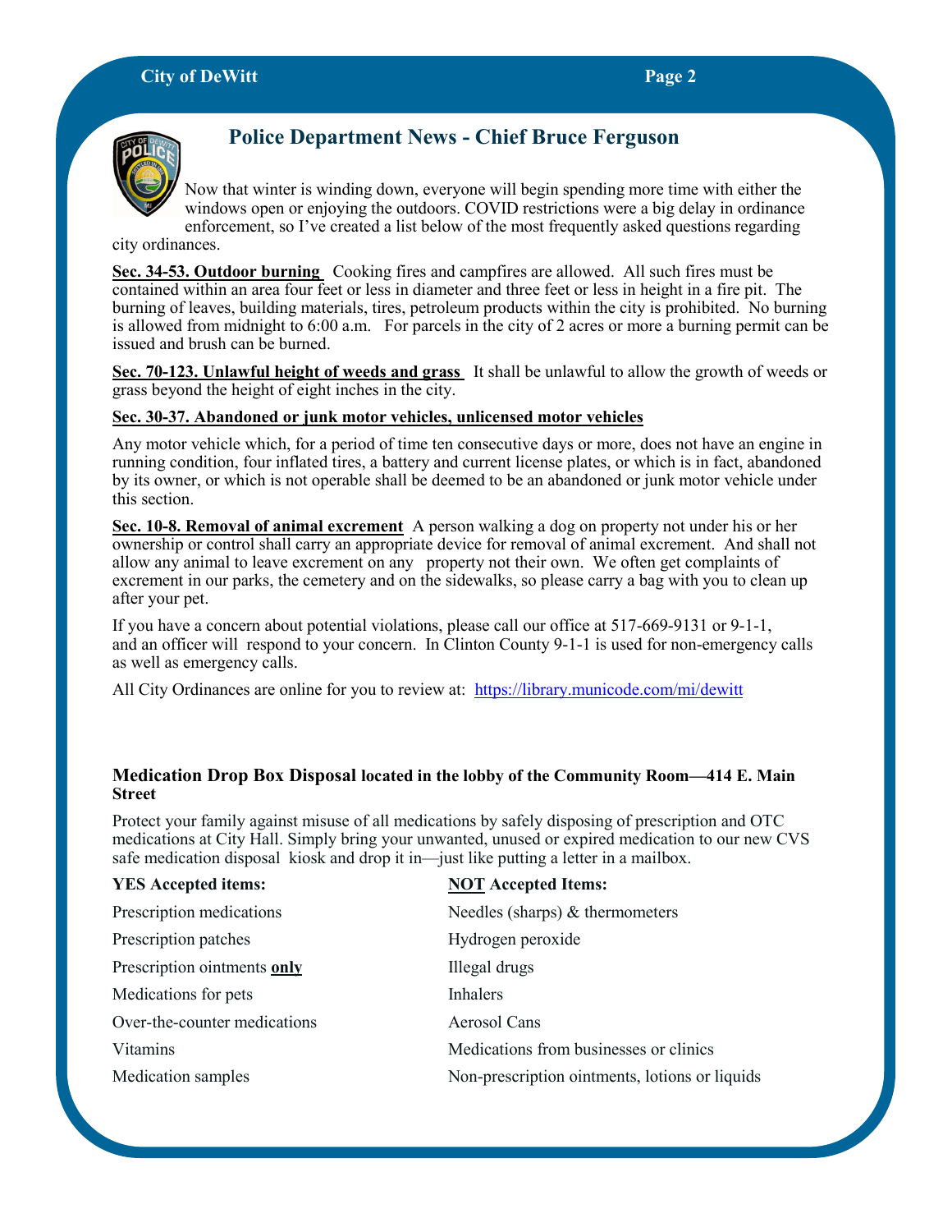## Police Department News - Chief Bruce Ferguson

Now that winter is winding down, everyone will begin spending more time with either the windows open or enjoying the outdoors. COVID restrictions were a big delay in ordinance enforcement, so I've created a list below of the most frequently asked questions regarding city ordinances.

**Sec. 34-53. Outdoor burning** Cooking fires and campfires are allowed. All such fires must be contained within an area four feet or less in diameter and three feet or less in height in a fire pit. The burning of leaves, building materials, tires, petroleum products within the city is prohibited. No burning is allowed from midnight to 6:00 a.m. For parcels in the city of 2 acres or more a burning permit can be issued and brush can be burned.

**Sec. 70-123. Unlawful height of weeds and grass** It shall be unlawful to allow the growth of weeds or grass beyond the height of eight inches in the city.

**Sec. 30-37. Abandoned or junk motor vehicles, unlicensed motor vehicles**

Any motor vehicle which, for a period of time ten consecutive days or more, does not have an engine in running condition, four inflated tires, a battery and current license plates, or which is in fact, abandoned by its owner, or which is not operable shall be deemed to be an abandoned or junk motor vehicle under this section.

**Sec. 10-8. Removal of animal excrement** A person walking a dog on property not under his or her ownership or control shall carry an appropriate device for removal of animal excrement. And shall not allow any animal to leave excrement on any property not their own. We often get complaints of excrement in our parks, the cemetery and on the sidewalks, so please carry a bag with you to clean up after your pet.

If you have a concern about potential violations, please call our office at 517-669-9131 or 9-1-1, and an officer will respond to your concern. In Clinton County 9-1-1 is used for non-emergency calls as well as emergency calls.

All City Ordinances are online for you to review at: https://library.municode.com/mi/dewitt

### Medication Drop Box Disposal located in the lobby of the Community Room—414 E. Main Street

Protect your family against misuse of all medications by safely disposing of prescription and OTC medications at City Hall. Simply bring your unwanted, unused or expired medication to our new CVS safe medication disposal kiosk and drop it in—just like putting a letter in a mailbox.

| **YES Accepted items:** | **NOT Accepted Items:** |
|---|---|
| Prescription medications | Needles (sharps) & thermometers |
| Prescription patches | Hydrogen peroxide |
| Prescription ointments **only** | Illegal drugs |
| Medications for pets | Inhalers |
| Over-the-counter medications | Aerosol Cans |
| Vitamins | Medications from businesses or clinics |
| Medication samples | Non-prescription ointments, lotions or liquids |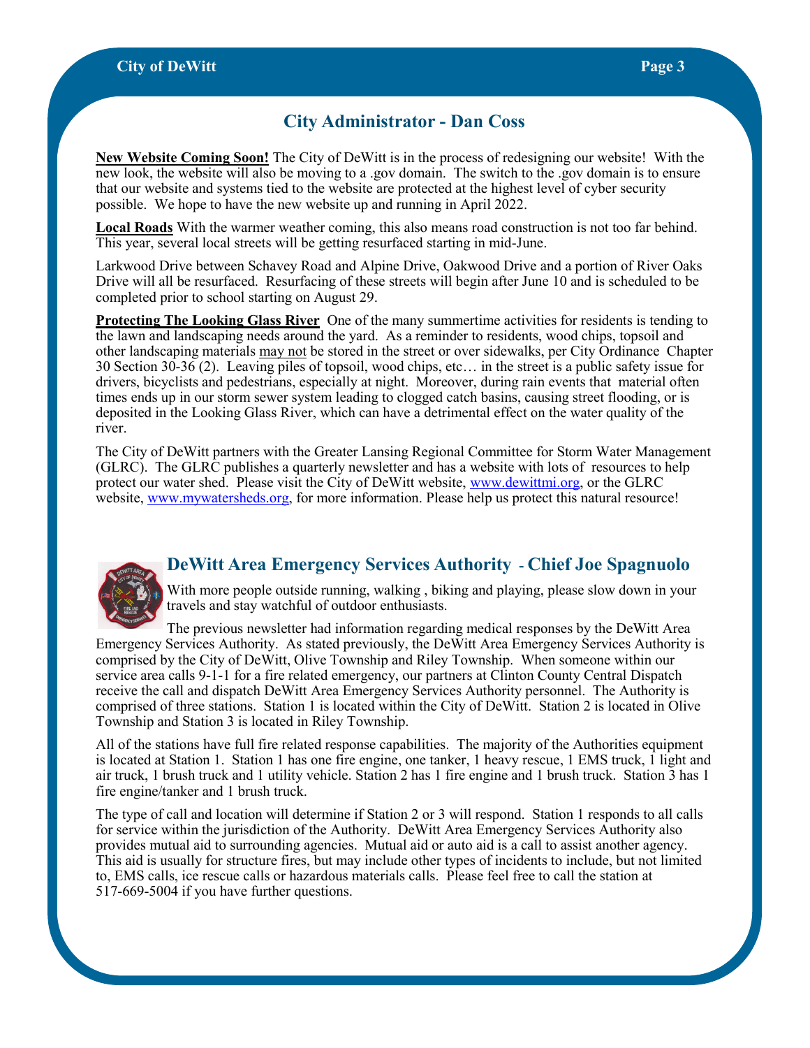## City Administrator - Dan Coss

**New Website Coming Soon!** The City of DeWitt is in the process of redesigning our website! With the new look, the website will also be moving to a .gov domain. The switch to the .gov domain is to ensure that our website and systems tied to the website are protected at the highest level of cyber security possible. We hope to have the new website up and running in April 2022.

**Local Roads** With the warmer weather coming, this also means road construction is not too far behind. This year, several local streets will be getting resurfaced starting in mid-June.

Larkwood Drive between Schavey Road and Alpine Drive, Oakwood Drive and a portion of River Oaks Drive will all be resurfaced. Resurfacing of these streets will begin after June 10 and is scheduled to be completed prior to school starting on August 29.

**Protecting The Looking Glass River** One of the many summertime activities for residents is tending to the lawn and landscaping needs around the yard. As a reminder to residents, wood chips, topsoil and other landscaping materials may not be stored in the street or over sidewalks, per City Ordinance Chapter 30 Section 30-36 (2). Leaving piles of topsoil, wood chips, etc… in the street is a public safety issue for drivers, bicyclists and pedestrians, especially at night. Moreover, during rain events that material often times ends up in our storm sewer system leading to clogged catch basins, causing street flooding, or is deposited in the Looking Glass River, which can have a detrimental effect on the water quality of the river.

The City of DeWitt partners with the Greater Lansing Regional Committee for Storm Water Management (GLRC). The GLRC publishes a quarterly newsletter and has a website with lots of resources to help protect our water shed. Please visit the City of DeWitt website, www.dewittmi.org, or the GLRC website, www.mywatersheds.org, for more information. Please help us protect this natural resource!

## DeWitt Area Emergency Services Authority - Chief Joe Spagnuolo

With more people outside running, walking , biking and playing, please slow down in your travels and stay watchful of outdoor enthusiasts.

The previous newsletter had information regarding medical responses by the DeWitt Area Emergency Services Authority. As stated previously, the DeWitt Area Emergency Services Authority is comprised by the City of DeWitt, Olive Township and Riley Township. When someone within our service area calls 9-1-1 for a fire related emergency, our partners at Clinton County Central Dispatch receive the call and dispatch DeWitt Area Emergency Services Authority personnel. The Authority is comprised of three stations. Station 1 is located within the City of DeWitt. Station 2 is located in Olive Township and Station 3 is located in Riley Township.

All of the stations have full fire related response capabilities. The majority of the Authorities equipment is located at Station 1. Station 1 has one fire engine, one tanker, 1 heavy rescue, 1 EMS truck, 1 light and air truck, 1 brush truck and 1 utility vehicle. Station 2 has 1 fire engine and 1 brush truck. Station 3 has 1 fire engine/tanker and 1 brush truck.

The type of call and location will determine if Station 2 or 3 will respond. Station 1 responds to all calls for service within the jurisdiction of the Authority. DeWitt Area Emergency Services Authority also provides mutual aid to surrounding agencies. Mutual aid or auto aid is a call to assist another agency. This aid is usually for structure fires, but may include other types of incidents to include, but not limited to, EMS calls, ice rescue calls or hazardous materials calls. Please feel free to call the station at 517-669-5004 if you have further questions.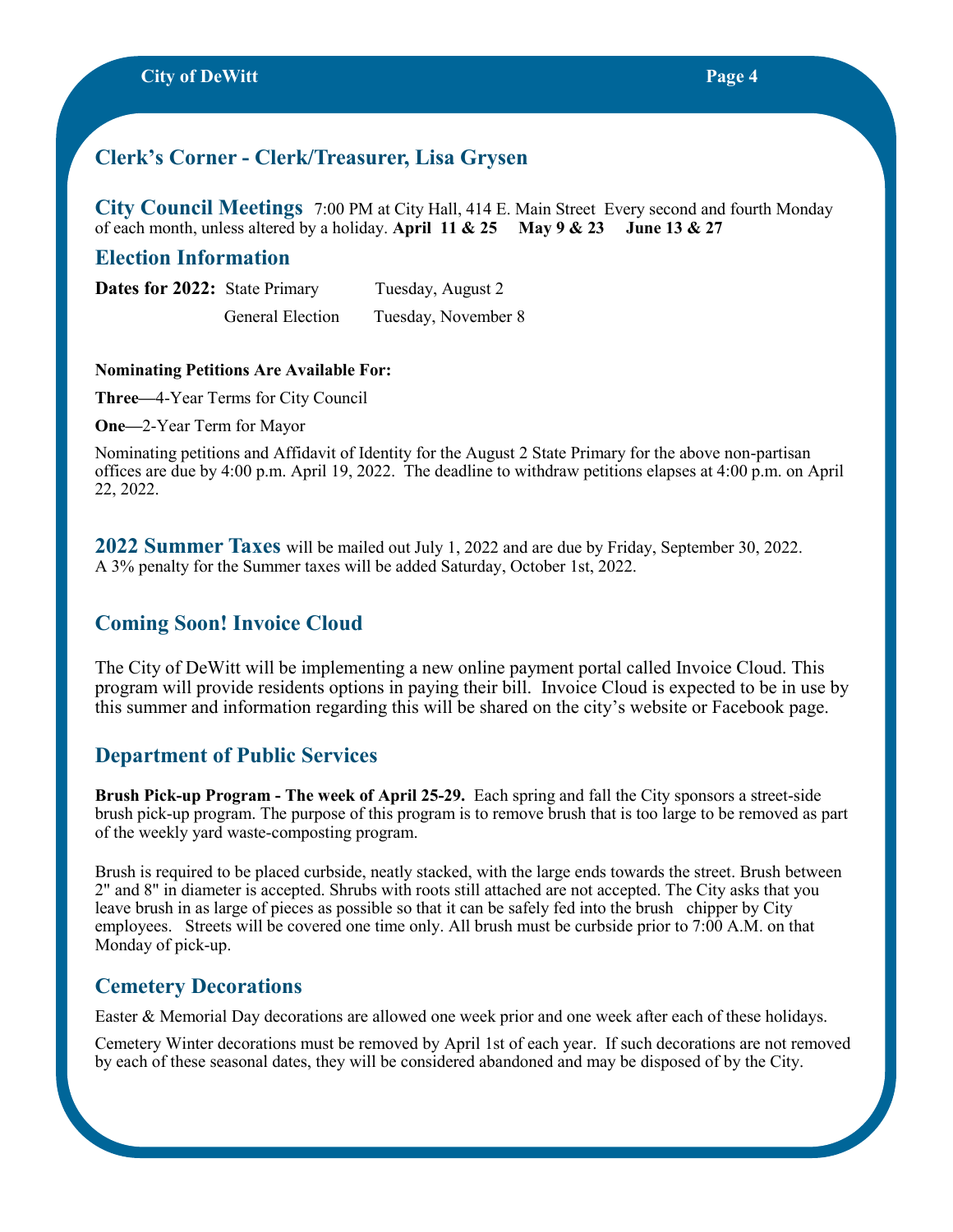## Clerk's Corner - Clerk/Treasurer, Lisa Grysen

**City Council Meetings** 7:00 PM at City Hall, 414 E. Main Street Every second and fourth Monday of each month, unless altered by a holiday. **April 11 & 25 May 9 & 23 June 13 & 27**

### Election Information

| | | |
|---|---|---|
| **Dates for 2022:** | State Primary | Tuesday, August 2 |
| | General Election | Tuesday, November 8 |

**Nominating Petitions Are Available For:**

**Three**—4-Year Terms for City Council

**One**—2-Year Term for Mayor

Nominating petitions and Affidavit of Identity for the August 2 State Primary for the above non-partisan offices are due by 4:00 p.m. April 19, 2022. The deadline to withdraw petitions elapses at 4:00 p.m. on April 22, 2022.

**2022 Summer Taxes** will be mailed out July 1, 2022 and are due by Friday, September 30, 2022. A 3% penalty for the Summer taxes will be added Saturday, October 1st, 2022.

### Coming Soon! Invoice Cloud

The City of DeWitt will be implementing a new online payment portal called Invoice Cloud. This program will provide residents options in paying their bill. Invoice Cloud is expected to be in use by this summer and information regarding this will be shared on the city's website or Facebook page.

### Department of Public Services

**Brush Pick-up Program - The week of April 25-29.** Each spring and fall the City sponsors a street-side brush pick-up program. The purpose of this program is to remove brush that is too large to be removed as part of the weekly yard waste-composting program.

Brush is required to be placed curbside, neatly stacked, with the large ends towards the street. Brush between 2" and 8" in diameter is accepted. Shrubs with roots still attached are not accepted. The City asks that you leave brush in as large of pieces as possible so that it can be safely fed into the brush chipper by City employees. Streets will be covered one time only. All brush must be curbside prior to 7:00 A.M. on that Monday of pick-up.

### Cemetery Decorations

Easter & Memorial Day decorations are allowed one week prior and one week after each of these holidays.

Cemetery Winter decorations must be removed by April 1st of each year. If such decorations are not removed by each of these seasonal dates, they will be considered abandoned and may be disposed of by the City.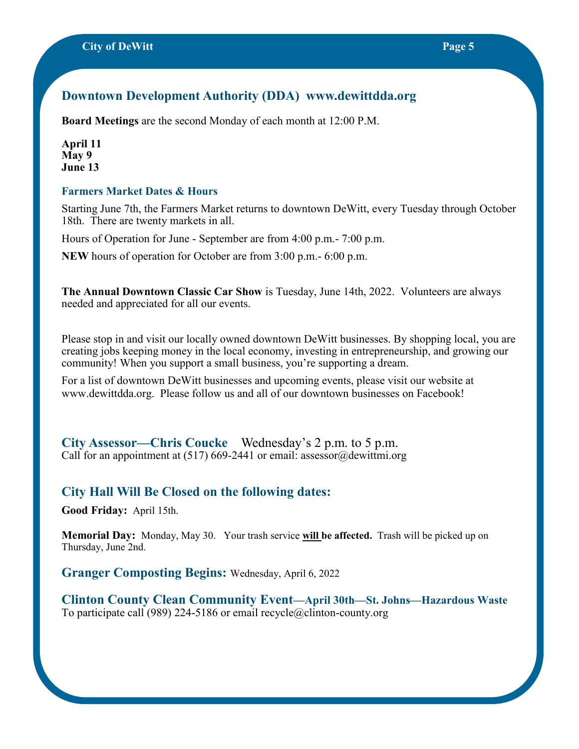## Downtown Development Authority (DDA) www.dewittdda.org

**Board Meetings** are the second Monday of each month at 12:00 P.M.

**April 11**
**May 9**
**June 13**

### Farmers Market Dates & Hours

Starting June 7th, the Farmers Market returns to downtown DeWitt, every Tuesday through October 18th. There are twenty markets in all.

Hours of Operation for June - September are from 4:00 p.m.- 7:00 p.m.

**NEW** hours of operation for October are from 3:00 p.m.- 6:00 p.m.

**The Annual Downtown Classic Car Show** is Tuesday, June 14th, 2022. Volunteers are always needed and appreciated for all our events.

Please stop in and visit our locally owned downtown DeWitt businesses. By shopping local, you are creating jobs keeping money in the local economy, investing in entrepreneurship, and growing our community! When you support a small business, you're supporting a dream.

For a list of downtown DeWitt businesses and upcoming events, please visit our website at www.dewittdda.org. Please follow us and all of our downtown businesses on Facebook!

## City Assessor—Chris Coucke Wednesday's 2 p.m. to 5 p.m.

Call for an appointment at (517) 669-2441 or email: assessor@dewittmi.org

## City Hall Will Be Closed on the following dates:

**Good Friday:** April 15th.

**Memorial Day:** Monday, May 30. Your trash service **will be affected.** Trash will be picked up on Thursday, June 2nd.

## Granger Composting Begins: Wednesday, April 6, 2022

## Clinton County Clean Community Event—April 30th—St. Johns—Hazardous Waste

To participate call (989) 224-5186 or email recycle@clinton-county.org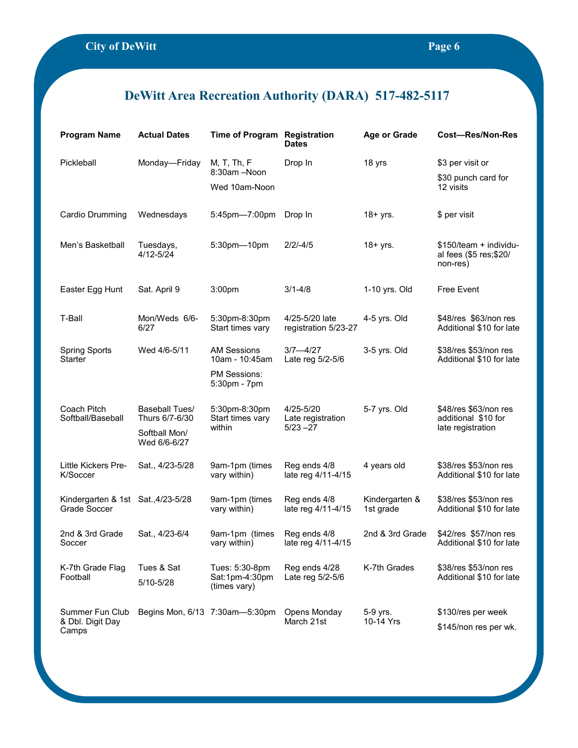## DeWitt Area Recreation Authority (DARA) 517-482-5117

| Program Name | Actual Dates | Time of Program | Registration Dates | Age or Grade | Cost—Res/Non-Res |
|---|---|---|---|---|---|
| Pickleball | Monday—Friday | M, T, Th, F 8:30am –Noon<br>Wed 10am-Noon | Drop In | 18 yrs | $3 per visit or<br>$30 punch card for 12 visits |
| Cardio Drumming | Wednesdays | 5:45pm—7:00pm | Drop In | 18+ yrs. | $ per visit |
| Men's Basketball | Tuesdays, 4/12-5/24 | 5:30pm—10pm | 2/2/-4/5 | 18+ yrs. | $150/team + individual fees ($5 res;$20/non-res) |
| Easter Egg Hunt | Sat. April 9 | 3:00pm | 3/1-4/8 | 1-10 yrs. Old | Free Event |
| T-Ball | Mon/Weds 6/6-6/27 | 5:30pm-8:30pm Start times vary | 4/25-5/20 late registration 5/23-27 | 4-5 yrs. Old | $48/res $63/non res Additional $10 for late |
| Spring Sports Starter | Wed 4/6-5/11 | AM Sessions 10am - 10:45am<br>PM Sessions: 5:30pm - 7pm | 3/7—4/27 Late reg 5/2-5/6 | 3-5 yrs. Old | $38/res $53/non res Additional $10 for late |
| Coach Pitch Softball/Baseball | Baseball Tues/Thurs 6/7-6/30<br>Softball Mon/Wed 6/6-6/27 | 5:30pm-8:30pm Start times vary within | 4/25-5/20 Late registration 5/23 –27 | 5-7 yrs. Old | $48/res $63/non res additional $10 for late registration |
| Little Kickers Pre-K/Soccer | Sat., 4/23-5/28 | 9am-1pm (times vary within) | Reg ends 4/8 late reg 4/11-4/15 | 4 years old | $38/res $53/non res Additional $10 for late |
| Kindergarten & 1st Grade Soccer | Sat.,4/23-5/28 | 9am-1pm (times vary within) | Reg ends 4/8 late reg 4/11-4/15 | Kindergarten & 1st grade | $38/res $53/non res Additional $10 for late |
| 2nd & 3rd Grade Soccer | Sat., 4/23-6/4 | 9am-1pm (times vary within) | Reg ends 4/8 late reg 4/11-4/15 | 2nd & 3rd Grade | $42/res $57/non res Additional $10 for late |
| K-7th Grade Flag Football | Tues & Sat<br>5/10-5/28 | Tues: 5:30-8pm Sat:1pm-4:30pm (times vary) | Reg ends 4/28 Late reg 5/2-5/6 | K-7th Grades | $38/res $53/non res Additional $10 for late |
| Summer Fun Club & Dbl. Digit Day Camps | Begins Mon, 6/13 | 7:30am—5:30pm | Opens Monday March 21st | 5-9 yrs.<br>10-14 Yrs | $130/res per week<br>$145/non res per wk. |